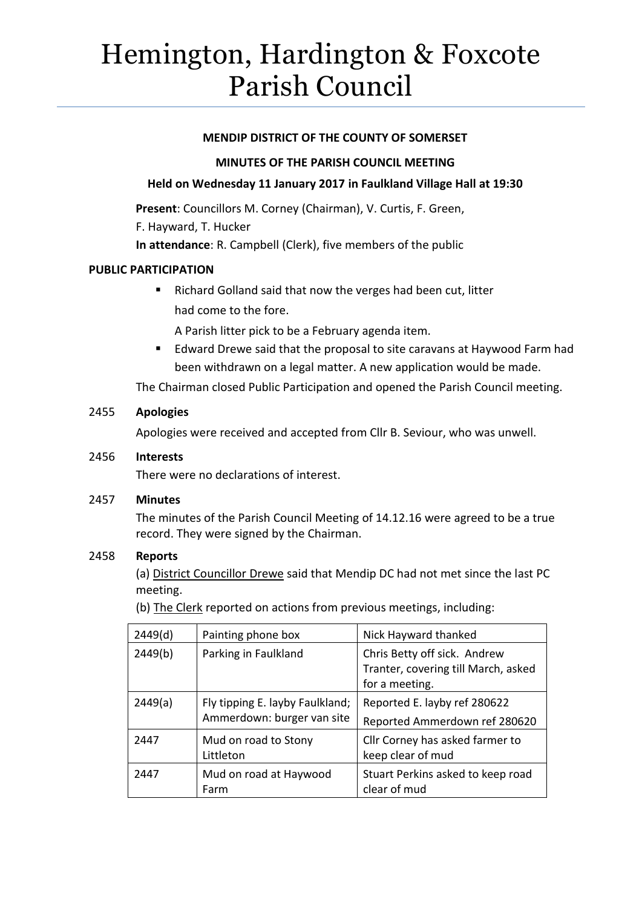# Hemington, Hardington & Foxcote Parish Council

**MENDIP DISTRICT OF THE COUNTY OF SOMERSET**

**MINUTES OF THE PARISH COUNCIL MEETING**

**Held on Wednesday 11 January 2017 in Faulkland Village Hall at 19:30**

**Present**: Councillors M. Corney (Chairman), V. Curtis, F. Green, F. Hayward, T. Hucker

**In attendance**: R. Campbell (Clerk), five members of the public

## PUBLIC PARTICIPATION

- Richard Golland said that now the verges had been cut, litter had come to the fore.

  A Parish litter pick to be a February agenda item.
- Edward Drewe said that the proposal to site caravans at Haywood Farm had been withdrawn on a legal matter. A new application would be made.

The Chairman closed Public Participation and opened the Parish Council meeting.

**2455 Apologies**

Apologies were received and accepted from Cllr B. Seviour, who was unwell.

**2456 Interests**

There were no declarations of interest.

**2457 Minutes**

The minutes of the Parish Council Meeting of 14.12.16 were agreed to be a true record. They were signed by the Chairman.

**2458 Reports**

(a) District Councillor Drewe said that Mendip DC had not met since the last PC meeting.

(b) The Clerk reported on actions from previous meetings, including:

| 2449(d) | Painting phone box | Nick Hayward thanked |
|---|---|---|
| 2449(b) | Parking in Faulkland | Chris Betty off sick. Andrew Tranter, covering till March, asked for a meeting. |
| 2449(a) | Fly tipping E. layby Faulkland; Ammerdown: burger van site | Reported E. layby ref 280622<br>Reported Ammerdown ref 280620 |
| 2447 | Mud on road to Stony Littleton | Cllr Corney has asked farmer to keep clear of mud |
| 2447 | Mud on road at Haywood Farm | Stuart Perkins asked to keep road clear of mud |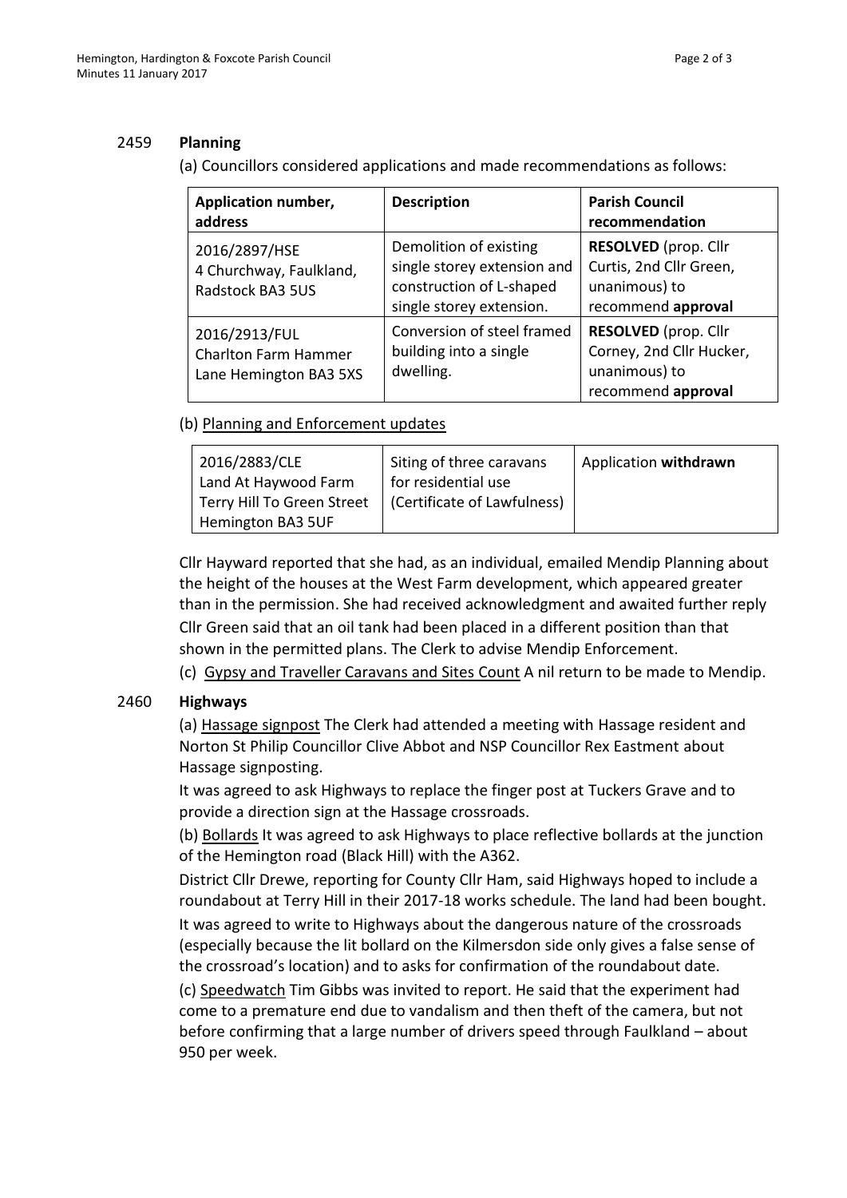## 2459 Planning

(a) Councillors considered applications and made recommendations as follows:

| Application number, address | Description | Parish Council recommendation |
|---|---|---|
| 2016/2897/HSE 4 Churchway, Faulkland, Radstock BA3 5US | Demolition of existing single storey extension and construction of L-shaped single storey extension. | **RESOLVED** (prop. Cllr Curtis, 2nd Cllr Green, unanimous) to recommend **approval** |
| 2016/2913/FUL Charlton Farm Hammer Lane Hemington BA3 5XS | Conversion of steel framed building into a single dwelling. | **RESOLVED** (prop. Cllr Corney, 2nd Cllr Hucker, unanimous) to recommend **approval** |

(b) Planning and Enforcement updates

| | | |
|---|---|---|
| 2016/2883/CLE Land At Haywood Farm Terry Hill To Green Street Hemington BA3 5UF | Siting of three caravans for residential use (Certificate of Lawfulness) | Application **withdrawn** |

Cllr Hayward reported that she had, as an individual, emailed Mendip Planning about the height of the houses at the West Farm development, which appeared greater than in the permission. She had received acknowledgment and awaited further reply
Cllr Green said that an oil tank had been placed in a different position than that shown in the permitted plans. The Clerk to advise Mendip Enforcement.

(c) Gypsy and Traveller Caravans and Sites Count A nil return to be made to Mendip.

## 2460 Highways

(a) Hassage signpost The Clerk had attended a meeting with Hassage resident and Norton St Philip Councillor Clive Abbot and NSP Councillor Rex Eastment about Hassage signposting.

It was agreed to ask Highways to replace the finger post at Tuckers Grave and to provide a direction sign at the Hassage crossroads.

(b) Bollards It was agreed to ask Highways to place reflective bollards at the junction of the Hemington road (Black Hill) with the A362.

District Cllr Drewe, reporting for County Cllr Ham, said Highways hoped to include a roundabout at Terry Hill in their 2017-18 works schedule. The land had been bought.

It was agreed to write to Highways about the dangerous nature of the crossroads (especially because the lit bollard on the Kilmersdon side only gives a false sense of the crossroad's location) and to asks for confirmation of the roundabout date.

(c) Speedwatch Tim Gibbs was invited to report. He said that the experiment had come to a premature end due to vandalism and then theft of the camera, but not before confirming that a large number of drivers speed through Faulkland – about 950 per week.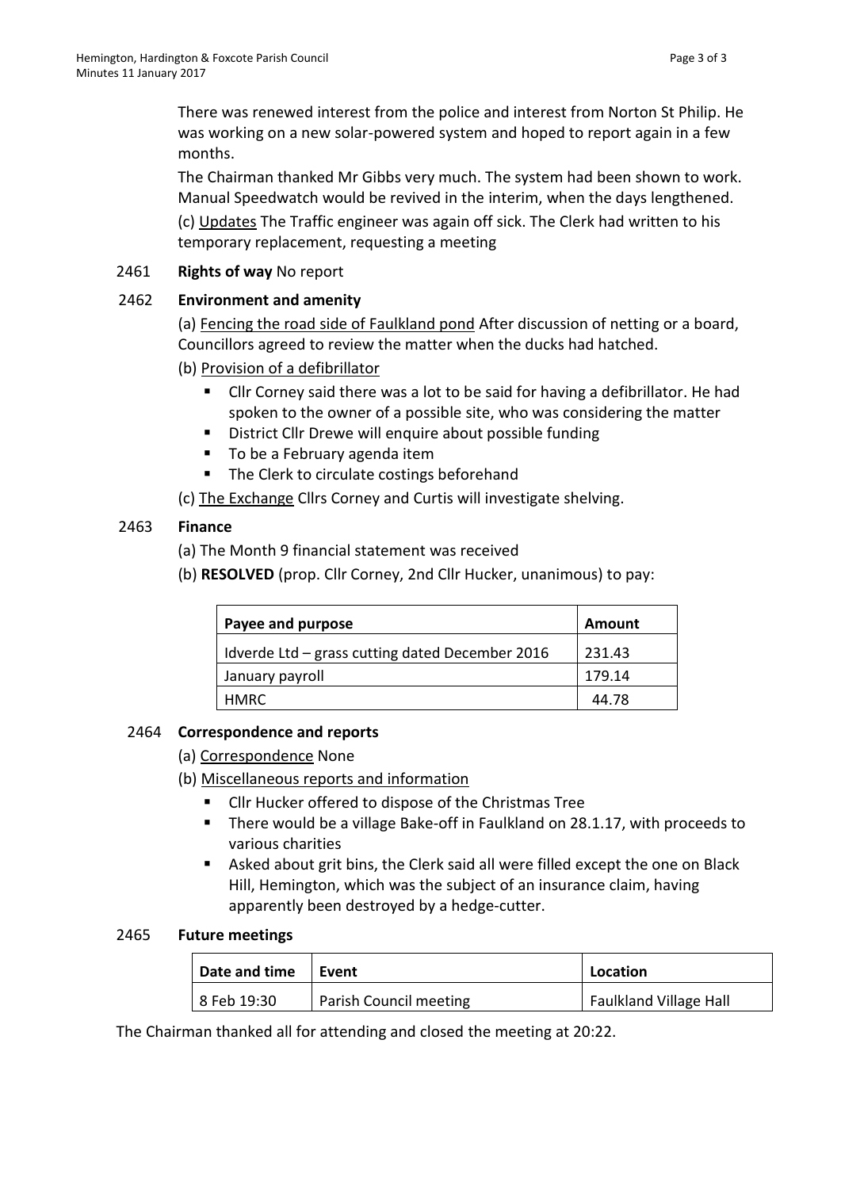There was renewed interest from the police and interest from Norton St Philip. He was working on a new solar-powered system and hoped to report again in a few months.

The Chairman thanked Mr Gibbs very much. The system had been shown to work. Manual Speedwatch would be revived in the interim, when the days lengthened.

(c) Updates The Traffic engineer was again off sick. The Clerk had written to his temporary replacement, requesting a meeting

2461 **Rights of way** No report

2462 **Environment and amenity**

(a) Fencing the road side of Faulkland pond After discussion of netting or a board, Councillors agreed to review the matter when the ducks had hatched.

(b) Provision of a defibrillator

- Cllr Corney said there was a lot to be said for having a defibrillator. He had spoken to the owner of a possible site, who was considering the matter
- District Cllr Drewe will enquire about possible funding
- To be a February agenda item
- The Clerk to circulate costings beforehand

(c) The Exchange Cllrs Corney and Curtis will investigate shelving.

2463 **Finance**

(a) The Month 9 financial statement was received

(b) **RESOLVED** (prop. Cllr Corney, 2nd Cllr Hucker, unanimous) to pay:

| Payee and purpose | Amount |
|---|---|
| Idverde Ltd – grass cutting dated December 2016 | 231.43 |
| January payroll | 179.14 |
| HMRC | 44.78 |

2464 **Correspondence and reports**

(a) Correspondence None

(b) Miscellaneous reports and information

- Cllr Hucker offered to dispose of the Christmas Tree
- There would be a village Bake-off in Faulkland on 28.1.17, with proceeds to various charities
- Asked about grit bins, the Clerk said all were filled except the one on Black Hill, Hemington, which was the subject of an insurance claim, having apparently been destroyed by a hedge-cutter.

2465 **Future meetings**

| Date and time | Event | Location |
|---|---|---|
| 8 Feb 19:30 | Parish Council meeting | Faulkland Village Hall |

The Chairman thanked all for attending and closed the meeting at 20:22.